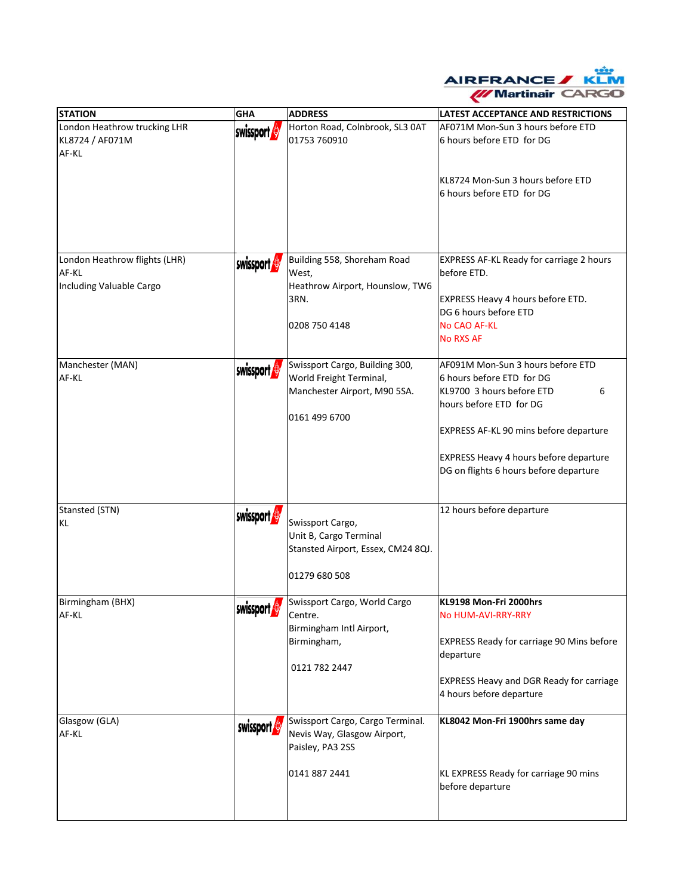| STATION | GHA | ADDRESS | LATEST ACCEPTANCE AND RESTRICTIONS |
|---|---|---|---|
| London Heathrow trucking LHR<br>KL8724 / AF071M<br>AF-KL | swissport | Horton Road, Colnbrook, SL3 0AT<br>01753 760910 | AF071M Mon-Sun 3 hours before ETD<br>6 hours before ETD for DG<br><br>KL8724 Mon-Sun 3 hours before ETD<br>6 hours before ETD for DG |
| London Heathrow flights (LHR)<br>AF-KL<br>Including Valuable Cargo | swissport | Building 558, Shoreham Road West,<br>Heathrow Airport, Hounslow, TW6 3RN.<br><br>0208 750 4148 | EXPRESS AF-KL Ready for carriage 2 hours before ETD.<br><br>EXPRESS Heavy 4 hours before ETD.<br>DG 6 hours before ETD<br>No CAO AF-KL<br>No RXS AF |
| Manchester (MAN)<br>AF-KL | swissport | Swissport Cargo, Building 300,<br>World Freight Terminal,<br>Manchester Airport, M90 5SA.<br><br>0161 499 6700 | AF091M Mon-Sun 3 hours before ETD<br>6 hours before ETD for DG<br>KL9700 3 hours before ETD 6 hours before ETD for DG<br><br>EXPRESS AF-KL 90 mins before departure<br><br>EXPRESS Heavy 4 hours before departure<br>DG on flights 6 hours before departure |
| Stansted (STN)<br>KL | swissport | Swissport Cargo,<br>Unit B, Cargo Terminal<br>Stansted Airport, Essex, CM24 8QJ.<br><br>01279 680 508 | 12 hours before departure |
| Birmingham (BHX)<br>AF-KL | swissport | Swissport Cargo, World Cargo Centre.<br>Birmingham Intl Airport,<br>Birmingham,<br><br>0121 782 2447 | **KL9198 Mon-Fri 2000hrs**<br>No HUM-AVI-RRY-RRY<br><br>EXPRESS Ready for carriage 90 Mins before departure<br><br>EXPRESS Heavy and DGR Ready for carriage 4 hours before departure |
| Glasgow (GLA)<br>AF-KL | swissport | Swissport Cargo, Cargo Terminal.<br>Nevis Way, Glasgow Airport,<br>Paisley, PA3 2SS<br><br>0141 887 2441 | **KL8042 Mon-Fri 1900hrs same day**<br><br>KL EXPRESS Ready for carriage 90 mins before departure |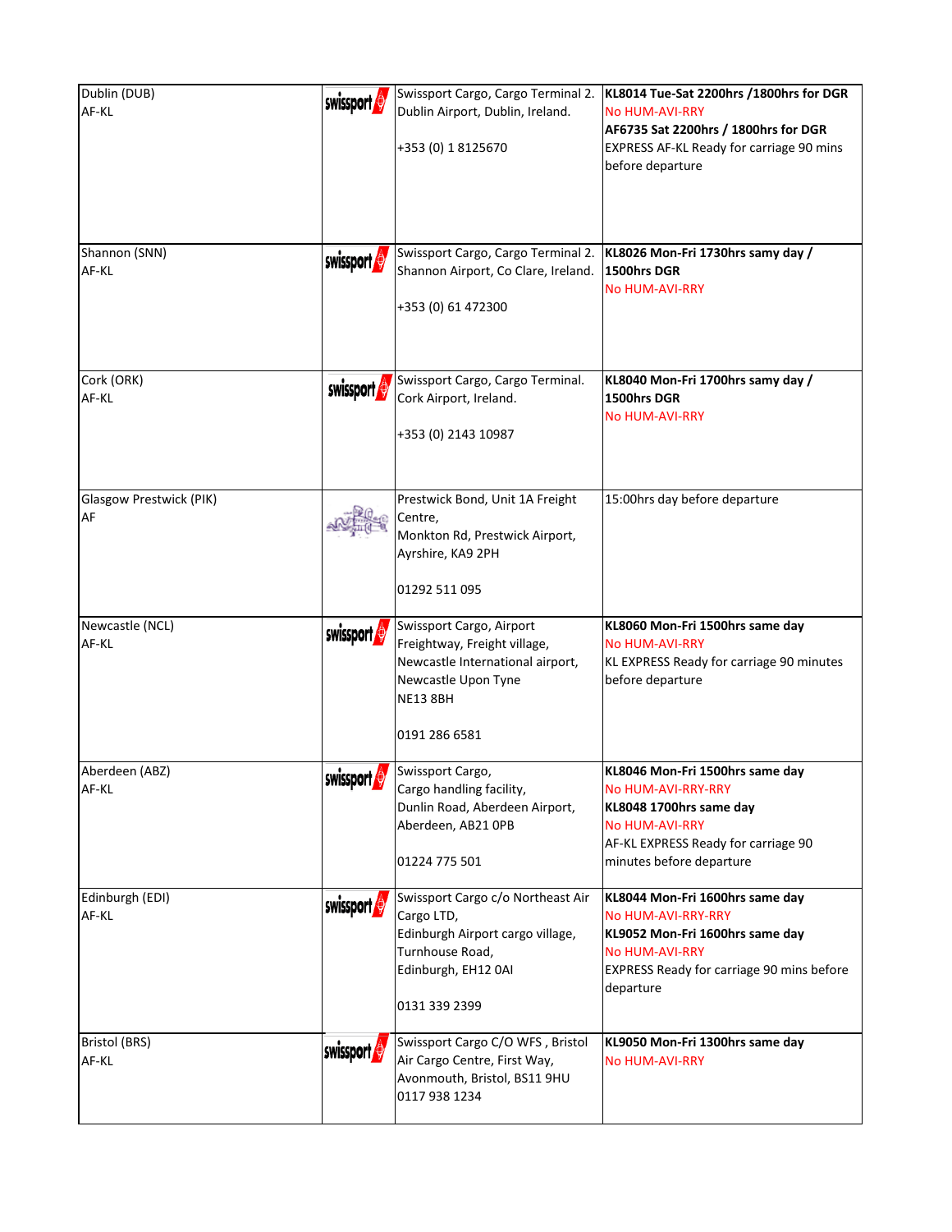| | | | |
|---|---|---|---|
| Dublin (DUB)<br>AF-KL | swissport | Swissport Cargo, Cargo Terminal 2. Dublin Airport, Dublin, Ireland.<br><br>+353 (0) 1 8125670 | **KL8014 Tue-Sat 2200hrs /1800hrs for DGR**<br>No HUM-AVI-RRY<br>**AF6735 Sat 2200hrs / 1800hrs for DGR**<br>EXPRESS AF-KL Ready for carriage 90 mins before departure |
| Shannon (SNN)<br>AF-KL | swissport | Swissport Cargo, Cargo Terminal 2. Shannon Airport, Co Clare, Ireland.<br><br>+353 (0) 61 472300 | **KL8026 Mon-Fri 1730hrs samy day / 1500hrs DGR**<br>No HUM-AVI-RRY |
| Cork (ORK)<br>AF-KL | swissport | Swissport Cargo, Cargo Terminal. Cork Airport, Ireland.<br><br>+353 (0) 2143 10987 | **KL8040 Mon-Fri 1700hrs samy day / 1500hrs DGR**<br>No HUM-AVI-RRY |
| Glasgow Prestwick (PIK)<br>AF | | Prestwick Bond, Unit 1A Freight Centre,<br>Monkton Rd, Prestwick Airport, Ayrshire, KA9 2PH<br><br>01292 511 095 | 15:00hrs day before departure |
| Newcastle (NCL)<br>AF-KL | swissport | Swissport Cargo, Airport Freightway, Freight village, Newcastle International airport, Newcastle Upon Tyne<br>NE13 8BH<br><br>0191 286 6581 | **KL8060 Mon-Fri 1500hrs same day**<br>No HUM-AVI-RRY<br>KL EXPRESS Ready for carriage 90 minutes before departure |
| Aberdeen (ABZ)<br>AF-KL | swissport | Swissport Cargo,<br>Cargo handling facility,<br>Dunlin Road, Aberdeen Airport,<br>Aberdeen, AB21 0PB<br><br>01224 775 501 | **KL8046 Mon-Fri 1500hrs same day**<br>No HUM-AVI-RRY-RRY<br>**KL8048 1700hrs same day**<br>No HUM-AVI-RRY<br>AF-KL EXPRESS Ready for carriage 90 minutes before departure |
| Edinburgh (EDI)<br>AF-KL | swissport | Swissport Cargo c/o Northeast Air Cargo LTD,<br>Edinburgh Airport cargo village,<br>Turnhouse Road,<br>Edinburgh, EH12 0AI<br><br>0131 339 2399 | **KL8044 Mon-Fri 1600hrs same day**<br>No HUM-AVI-RRY-RRY<br>**KL9052 Mon-Fri 1600hrs same day**<br>No HUM-AVI-RRY<br>EXPRESS Ready for carriage 90 mins before departure |
| Bristol (BRS)<br>AF-KL | swissport | Swissport Cargo C/O WFS , Bristol Air Cargo Centre, First Way, Avonmouth, Bristol, BS11 9HU<br>0117 938 1234 | **KL9050 Mon-Fri 1300hrs same day**<br>No HUM-AVI-RRY |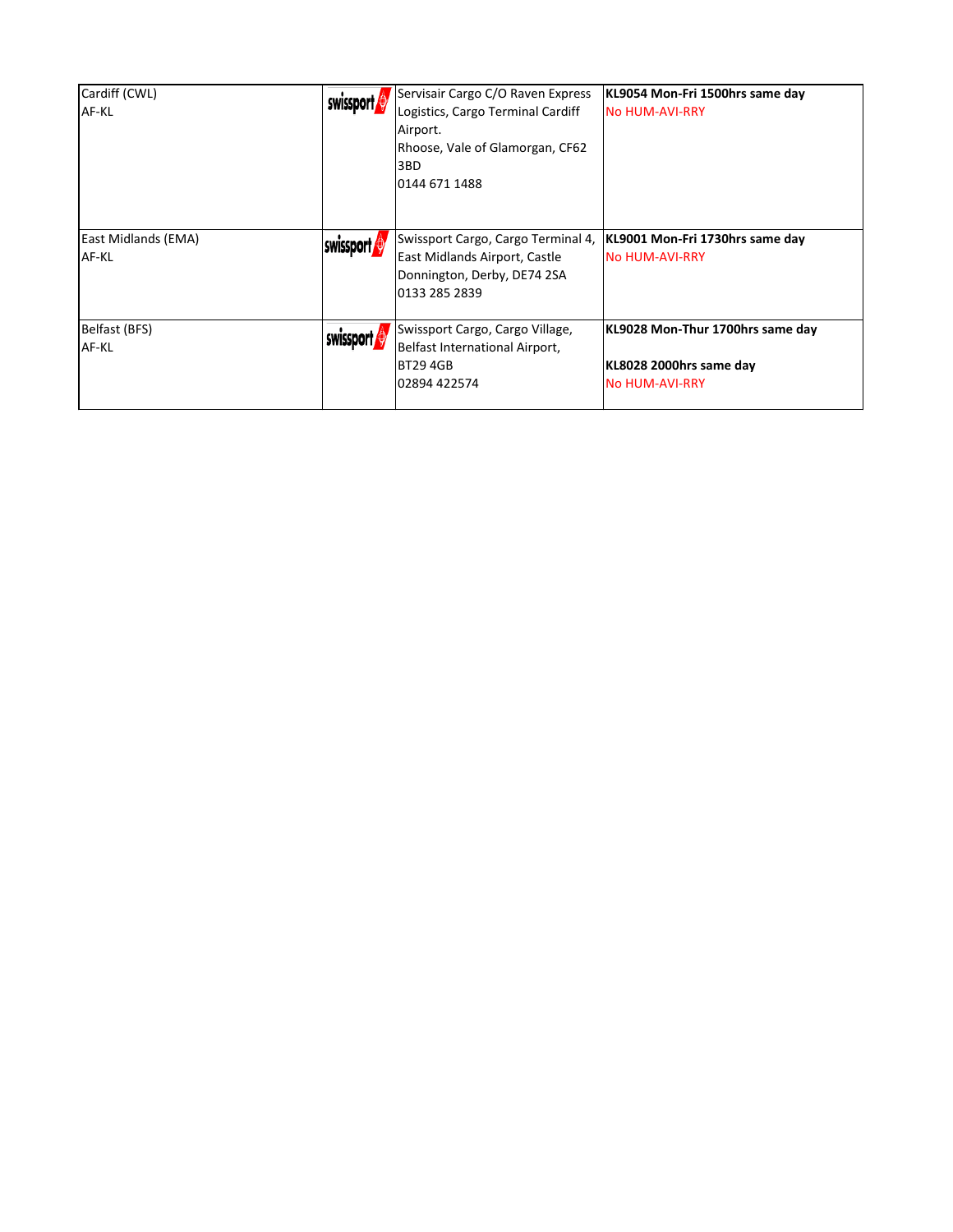| | | | |
|---|---|---|---|
| Cardiff (CWL)<br>AF-KL | swissport | Servisair Cargo C/O Raven Express Logistics, Cargo Terminal Cardiff Airport.<br>Rhoose, Vale of Glamorgan, CF62 3BD<br>0144 671 1488 | **KL9054 Mon-Fri 1500hrs same day**<br>No HUM-AVI-RRY |
| East Midlands (EMA)<br>AF-KL | swissport | Swissport Cargo, Cargo Terminal 4, East Midlands Airport, Castle Donnington, Derby, DE74 2SA<br>0133 285 2839 | **KL9001 Mon-Fri 1730hrs same day**<br>No HUM-AVI-RRY |
| Belfast (BFS)<br>AF-KL | swissport | Swissport Cargo, Cargo Village, Belfast International Airport, BT29 4GB<br>02894 422574 | **KL9028 Mon-Thur 1700hrs same day**<br><br>**KL8028 2000hrs same day**<br>No HUM-AVI-RRY |